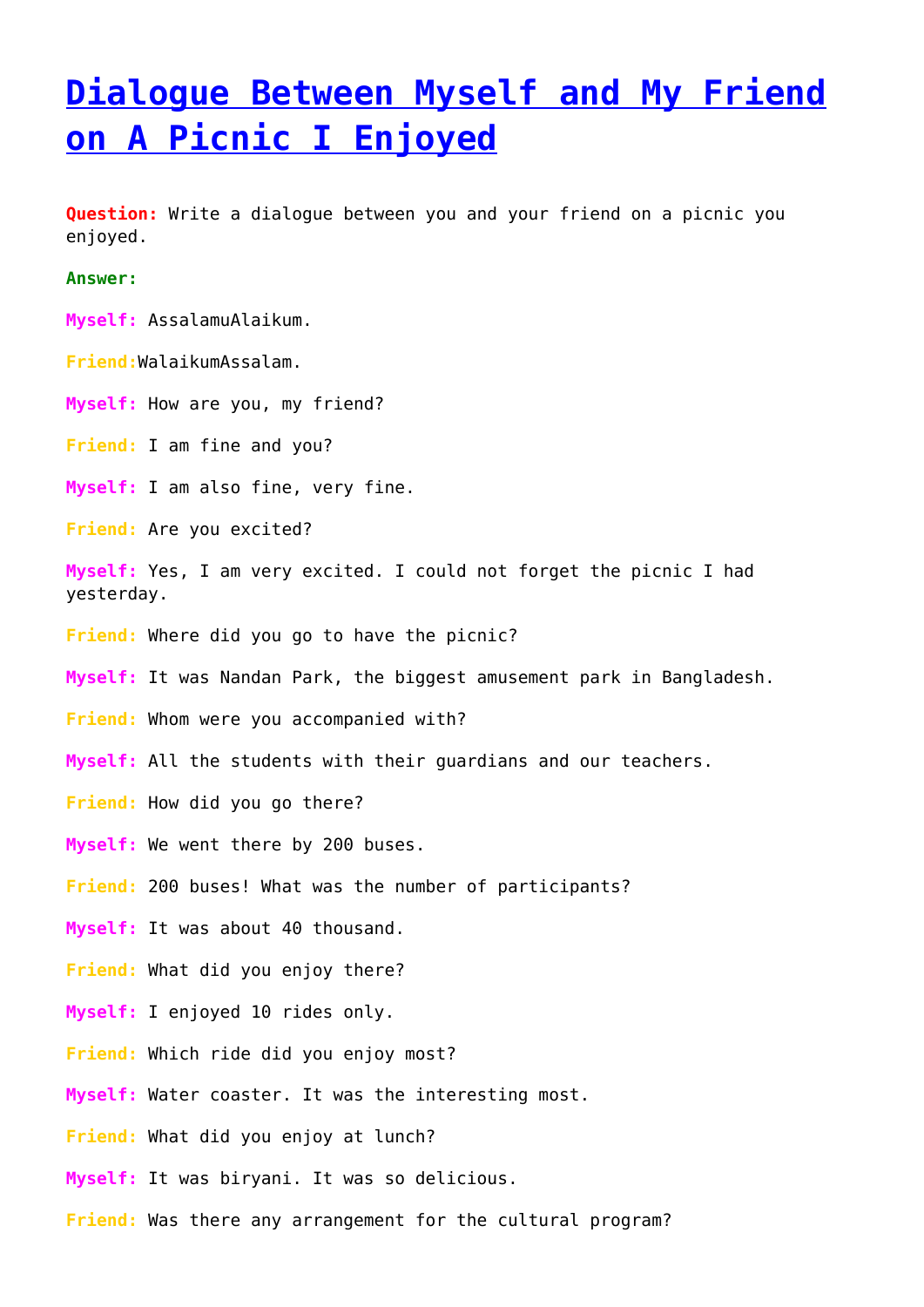# Dialogue Between Myself and My Friend on A Picnic I Enjoyed

**Question:** Write a dialogue between you and your friend on a picnic you enjoyed.

**Answer:**

**Myself:** AssalamuAlaikum.

**Friend:** WalaikumAssalam.

**Myself:** How are you, my friend?

**Friend:** I am fine and you?

**Myself:** I am also fine, very fine.

**Friend:** Are you excited?

**Myself:** Yes, I am very excited. I could not forget the picnic I had yesterday.

**Friend:** Where did you go to have the picnic?

**Myself:** It was Nandan Park, the biggest amusement park in Bangladesh.

**Friend:** Whom were you accompanied with?

**Myself:** All the students with their guardians and our teachers.

**Friend:** How did you go there?

**Myself:** We went there by 200 buses.

**Friend:** 200 buses! What was the number of participants?

**Myself:** It was about 40 thousand.

**Friend:** What did you enjoy there?

**Myself:** I enjoyed 10 rides only.

**Friend:** Which ride did you enjoy most?

**Myself:** Water coaster. It was the interesting most.

**Friend:** What did you enjoy at lunch?

**Myself:** It was biryani. It was so delicious.

**Friend:** Was there any arrangement for the cultural program?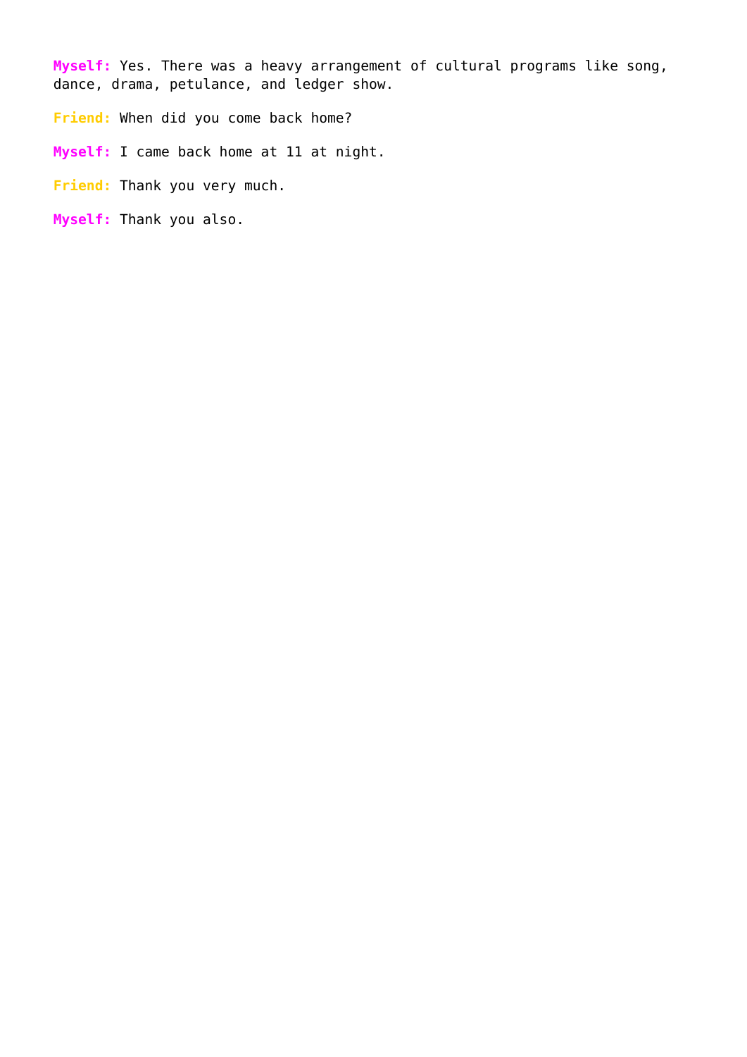**Myself:** Yes. There was a heavy arrangement of cultural programs like song, dance, drama, petulance, and ledger show.

**Friend:** When did you come back home?

**Myself:** I came back home at 11 at night.

**Friend:** Thank you very much.

**Myself:** Thank you also.